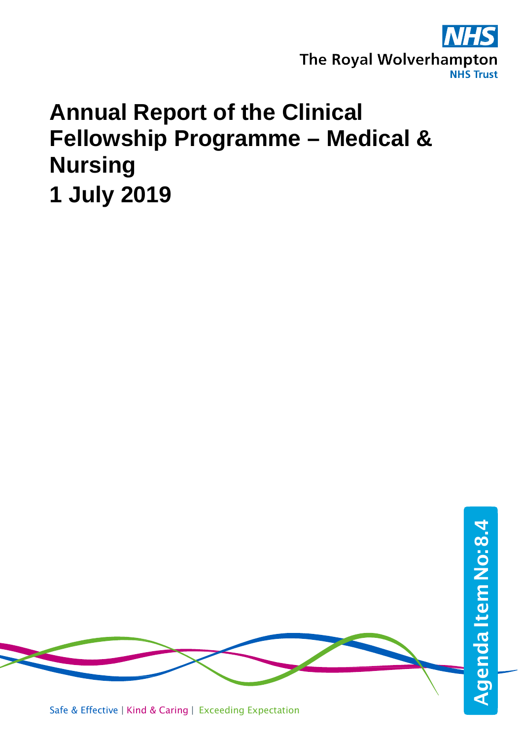The Royal Wolverhampton NHS Trust

# Annual Report of the Clinical Fellowship Programme – Medical & Nursing
# 1 July 2019

Agenda Item No: 8.4

Safe & Effective | Kind & Caring | Exceeding Expectation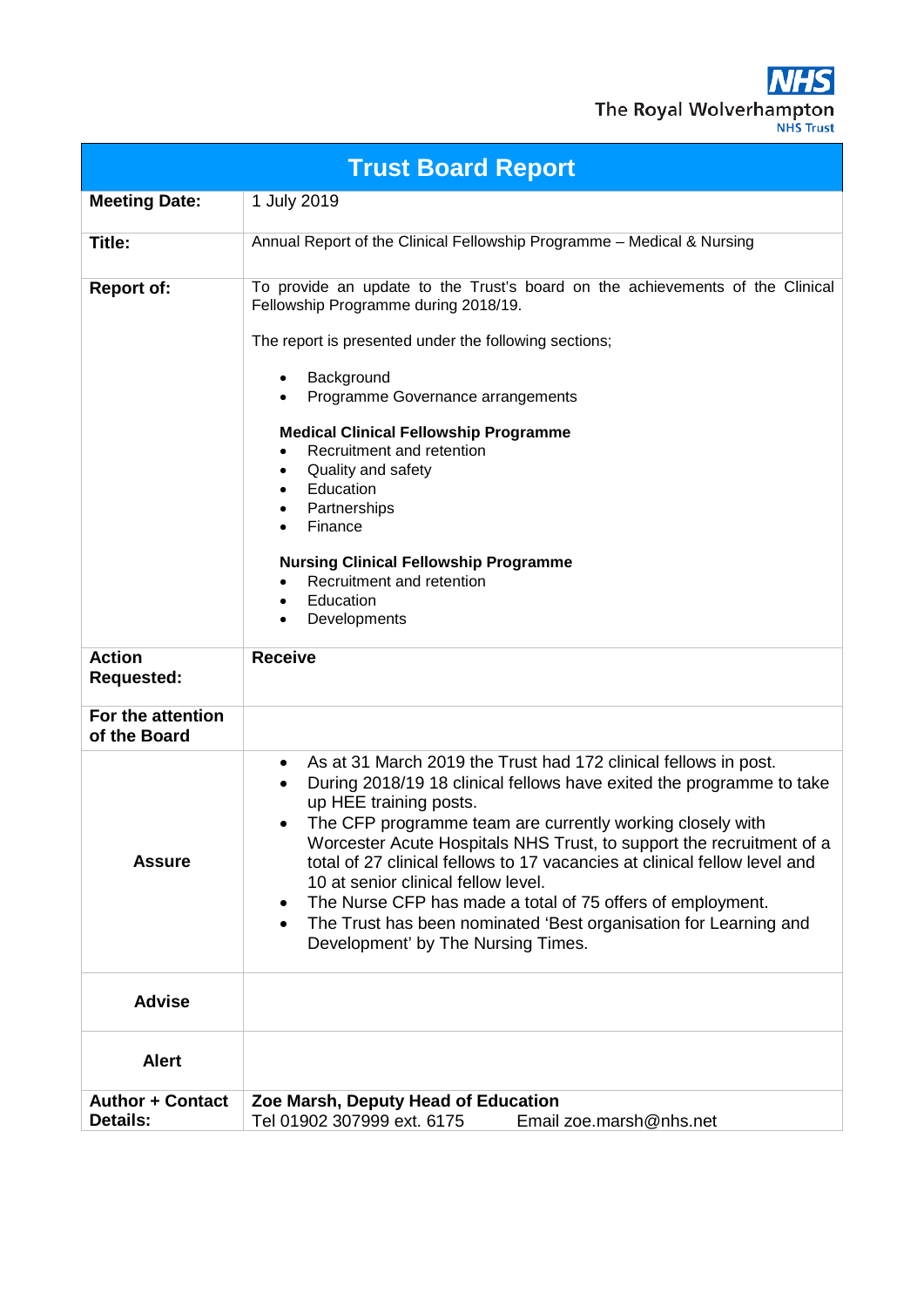The Royal Wolverhampton NHS Trust

# Trust Board Report

| | |
|---|---|
| **Meeting Date:** | 1 July 2019 |
| **Title:** | Annual Report of the Clinical Fellowship Programme – Medical & Nursing |
| **Report of:** | To provide an update to the Trust's board on the achievements of the Clinical Fellowship Programme during 2018/19.<br><br>The report is presented under the following sections;<br><br>• Background<br>• Programme Governance arrangements<br><br>**Medical Clinical Fellowship Programme**<br>• Recruitment and retention<br>• Quality and safety<br>• Education<br>• Partnerships<br>• Finance<br><br>**Nursing Clinical Fellowship Programme**<br>• Recruitment and retention<br>• Education<br>• Developments |
| **Action Requested:** | **Receive** |
| **For the attention of the Board** | |
| **Assure** | • As at 31 March 2019 the Trust had 172 clinical fellows in post.<br>• During 2018/19 18 clinical fellows have exited the programme to take up HEE training posts.<br>• The CFP programme team are currently working closely with Worcester Acute Hospitals NHS Trust, to support the recruitment of a total of 27 clinical fellows to 17 vacancies at clinical fellow level and 10 at senior clinical fellow level.<br>• The Nurse CFP has made a total of 75 offers of employment.<br>• The Trust has been nominated 'Best organisation for Learning and Development' by The Nursing Times. |
| **Advise** | |
| **Alert** | |
| **Author + Contact Details:** | **Zoe Marsh, Deputy Head of Education**<br>Tel 01902 307999 ext. 6175 Email zoe.marsh@nhs.net |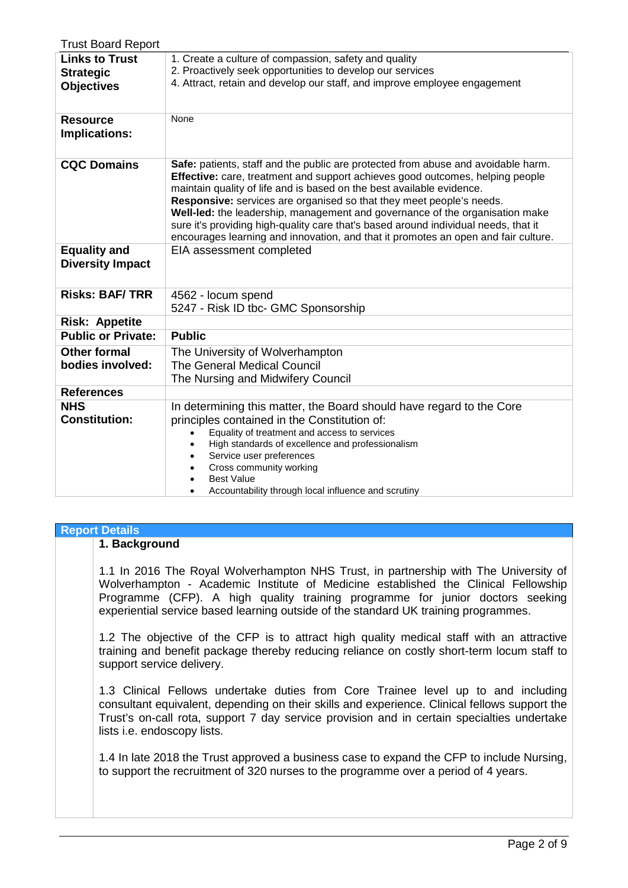| | |
|---|---|
| **Links to Trust Strategic Objectives** | 1. Create a culture of compassion, safety and quality<br>2. Proactively seek opportunities to develop our services<br>4. Attract, retain and develop our staff, and improve employee engagement |
| **Resource Implications:** | None |
| **CQC Domains** | **Safe:** patients, staff and the public are protected from abuse and avoidable harm.<br>**Effective:** care, treatment and support achieves good outcomes, helping people maintain quality of life and is based on the best available evidence.<br>**Responsive:** services are organised so that they meet people's needs.<br>**Well-led:** the leadership, management and governance of the organisation make sure it's providing high-quality care that's based around individual needs, that it encourages learning and innovation, and that it promotes an open and fair culture. |
| **Equality and Diversity Impact** | EIA assessment completed |
| **Risks: BAF/ TRR** | 4562 - locum spend<br>5247 - Risk ID tbc- GMC Sponsorship |
| **Risk: Appetite** | |
| **Public or Private:** | **Public** |
| **Other formal bodies involved:** | The University of Wolverhampton<br>The General Medical Council<br>The Nursing and Midwifery Council |
| **References** | |
| **NHS Constitution:** | In determining this matter, the Board should have regard to the Core principles contained in the Constitution of:<br>• Equality of treatment and access to services<br>• High standards of excellence and professionalism<br>• Service user preferences<br>• Cross community working<br>• Best Value<br>• Accountability through local influence and scrutiny |

## Report Details

### 1. Background

1.1 In 2016 The Royal Wolverhampton NHS Trust, in partnership with The University of Wolverhampton - Academic Institute of Medicine established the Clinical Fellowship Programme (CFP). A high quality training programme for junior doctors seeking experiential service based learning outside of the standard UK training programmes.

1.2 The objective of the CFP is to attract high quality medical staff with an attractive training and benefit package thereby reducing reliance on costly short-term locum staff to support service delivery.

1.3 Clinical Fellows undertake duties from Core Trainee level up to and including consultant equivalent, depending on their skills and experience. Clinical fellows support the Trust's on-call rota, support 7 day service provision and in certain specialties undertake lists i.e. endoscopy lists.

1.4 In late 2018 the Trust approved a business case to expand the CFP to include Nursing, to support the recruitment of 320 nurses to the programme over a period of 4 years.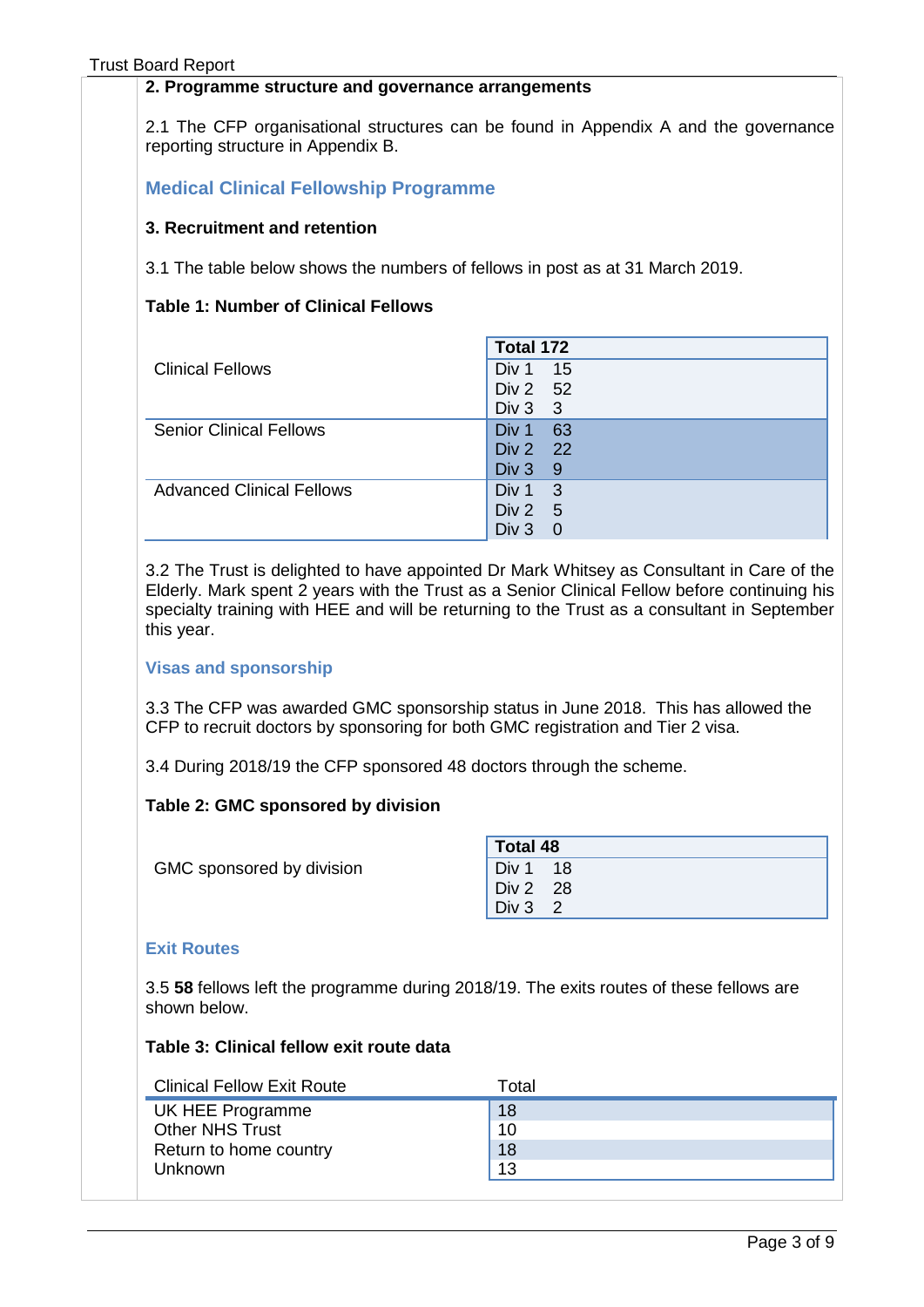**2. Programme structure and governance arrangements**

2.1 The CFP organisational structures can be found in Appendix A and the governance reporting structure in Appendix B.

## Medical Clinical Fellowship Programme

**3. Recruitment and retention**

3.1 The table below shows the numbers of fellows in post as at 31 March 2019.

**Table 1: Number of Clinical Fellows**

| | **Total 172** | |
|---|---|---|
| Clinical Fellows | Div 1 | 15 |
| | Div 2 | 52 |
| | Div 3 | 3 |
| Senior Clinical Fellows | Div 1 | 63 |
| | Div 2 | 22 |
| | Div 3 | 9 |
| Advanced Clinical Fellows | Div 1 | 3 |
| | Div 2 | 5 |
| | Div 3 | 0 |

3.2 The Trust is delighted to have appointed Dr Mark Whitsey as Consultant in Care of the Elderly. Mark spent 2 years with the Trust as a Senior Clinical Fellow before continuing his specialty training with HEE and will be returning to the Trust as a consultant in September this year.

### Visas and sponsorship

3.3 The CFP was awarded GMC sponsorship status in June 2018. This has allowed the CFP to recruit doctors by sponsoring for both GMC registration and Tier 2 visa.

3.4 During 2018/19 the CFP sponsored 48 doctors through the scheme.

**Table 2: GMC sponsored by division**

| | **Total 48** | |
|---|---|---|
| GMC sponsored by division | Div 1 | 18 |
| | Div 2 | 28 |
| | Div 3 | 2 |

### Exit Routes

3.5 **58** fellows left the programme during 2018/19. The exits routes of these fellows are shown below.

**Table 3: Clinical fellow exit route data**

| Clinical Fellow Exit Route | Total |
|---|---|
| UK HEE Programme | 18 |
| Other NHS Trust | 10 |
| Return to home country | 18 |
| Unknown | 13 |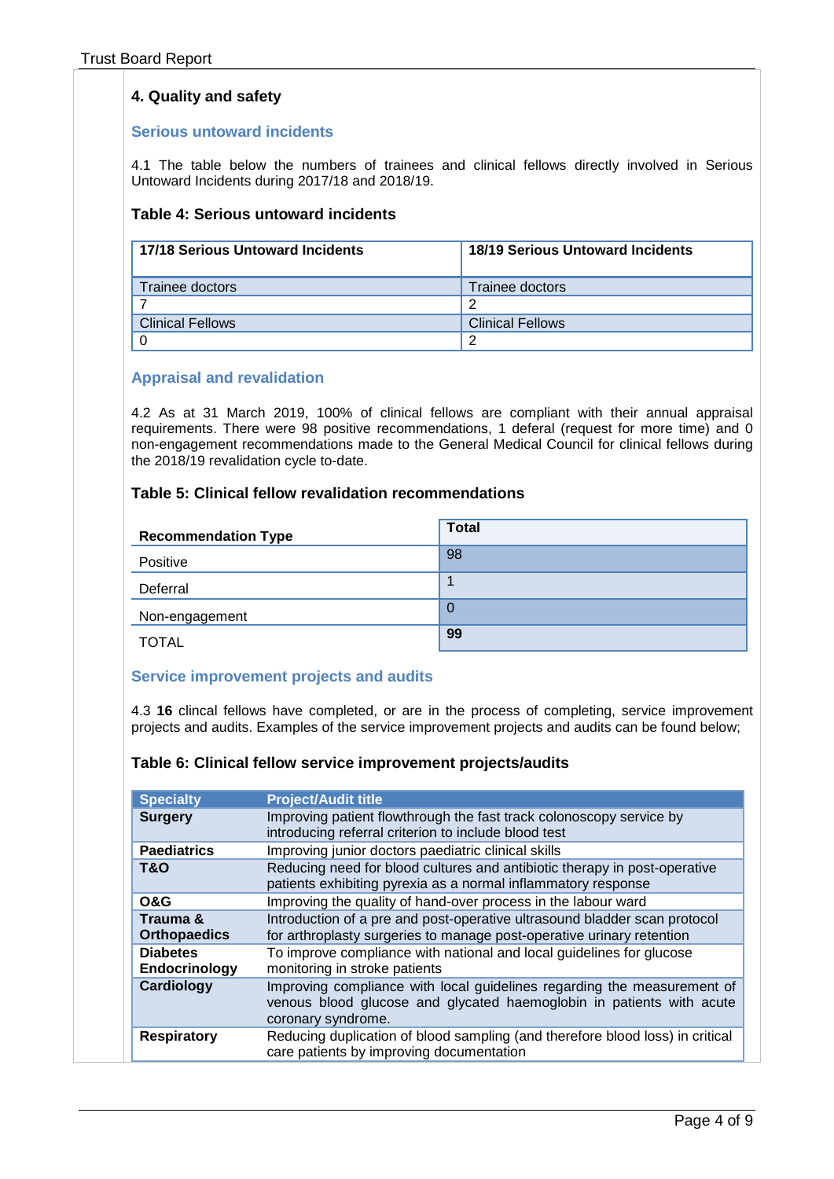## 4. Quality and safety

### Serious untoward incidents

4.1 The table below the numbers of trainees and clinical fellows directly involved in Serious Untoward Incidents during 2017/18 and 2018/19.

**Table 4: Serious untoward incidents**

| 17/18 Serious Untoward Incidents | 18/19 Serious Untoward Incidents |
|---|---|
| Trainee doctors | Trainee doctors |
| 7 | 2 |
| Clinical Fellows | Clinical Fellows |
| 0 | 2 |

### Appraisal and revalidation

4.2 As at 31 March 2019, 100% of clinical fellows are compliant with their annual appraisal requirements. There were 98 positive recommendations, 1 deferal (request for more time) and 0 non-engagement recommendations made to the General Medical Council for clinical fellows during the 2018/19 revalidation cycle to-date.

**Table 5: Clinical fellow revalidation recommendations**

| Recommendation Type | Total |
|---|---|
| Positive | 98 |
| Deferral | 1 |
| Non-engagement | 0 |
| TOTAL | **99** |

### Service improvement projects and audits

4.3 **16** clincal fellows have completed, or are in the process of completing, service improvement projects and audits. Examples of the service improvement projects and audits can be found below;

**Table 6: Clinical fellow service improvement projects/audits**

| Specialty | Project/Audit title |
|---|---|
| **Surgery** | Improving patient flowthrough the fast track colonoscopy service by introducing referral criterion to include blood test |
| **Paediatrics** | Improving junior doctors paediatric clinical skills |
| **T&O** | Reducing need for blood cultures and antibiotic therapy in post-operative patients exhibiting pyrexia as a normal inflammatory response |
| **O&G** | Improving the quality of hand-over process in the labour ward |
| **Trauma & Orthopaedics** | Introduction of a pre and post-operative ultrasound bladder scan protocol for arthroplasty surgeries to manage post-operative urinary retention |
| **Diabetes Endocrinology** | To improve compliance with national and local guidelines for glucose monitoring in stroke patients |
| **Cardiology** | Improving compliance with local guidelines regarding the measurement of venous blood glucose and glycated haemoglobin in patients with acute coronary syndrome. |
| **Respiratory** | Reducing duplication of blood sampling (and therefore blood loss) in critical care patients by improving documentation |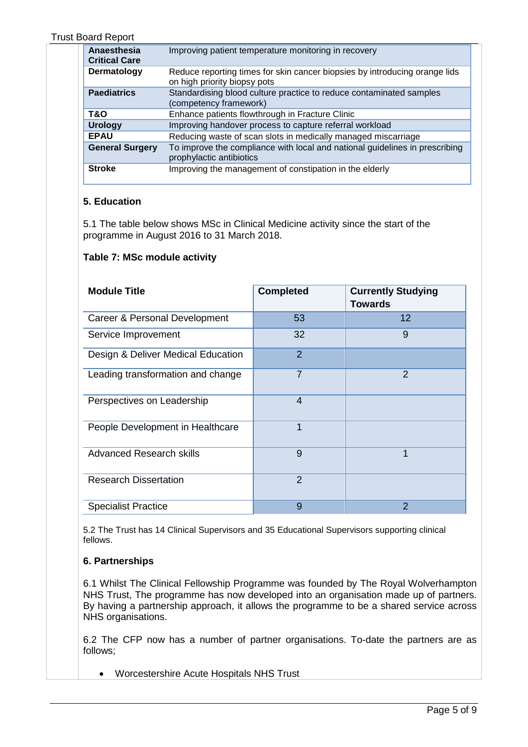| | |
|---|---|
| **Anaesthesia Critical Care** | Improving patient temperature monitoring in recovery |
| **Dermatology** | Reduce reporting times for skin cancer biopsies by introducing orange lids on high priority biopsy pots |
| **Paediatrics** | Standardising blood culture practice to reduce contaminated samples (competency framework) |
| **T&O** | Enhance patients flowthrough in Fracture Clinic |
| **Urology** | Improving handover process to capture referral workload |
| **EPAU** | Reducing waste of scan slots in medically managed miscarriage |
| **General Surgery** | To improve the compliance with local and national guidelines in prescribing prophylactic antibiotics |
| **Stroke** | Improving the management of constipation in the elderly |

## 5. Education

5.1 The table below shows MSc in Clinical Medicine activity since the start of the programme in August 2016 to 31 March 2018.

**Table 7: MSc module activity**

| Module Title | Completed | Currently Studying Towards |
|---|---|---|
| Career & Personal Development | 53 | 12 |
| Service Improvement | 32 | 9 |
| Design & Deliver Medical Education | 2 | |
| Leading transformation and change | 7 | 2 |
| Perspectives on Leadership | 4 | |
| People Development in Healthcare | 1 | |
| Advanced Research skills | 9 | 1 |
| Research Dissertation | 2 | |
| Specialist Practice | 9 | 2 |

5.2 The Trust has 14 Clinical Supervisors and 35 Educational Supervisors supporting clinical fellows.

## 6. Partnerships

6.1 Whilst The Clinical Fellowship Programme was founded by The Royal Wolverhampton NHS Trust, The programme has now developed into an organisation made up of partners. By having a partnership approach, it allows the programme to be a shared service across NHS organisations.

6.2 The CFP now has a number of partner organisations. To-date the partners are as follows;

- Worcestershire Acute Hospitals NHS Trust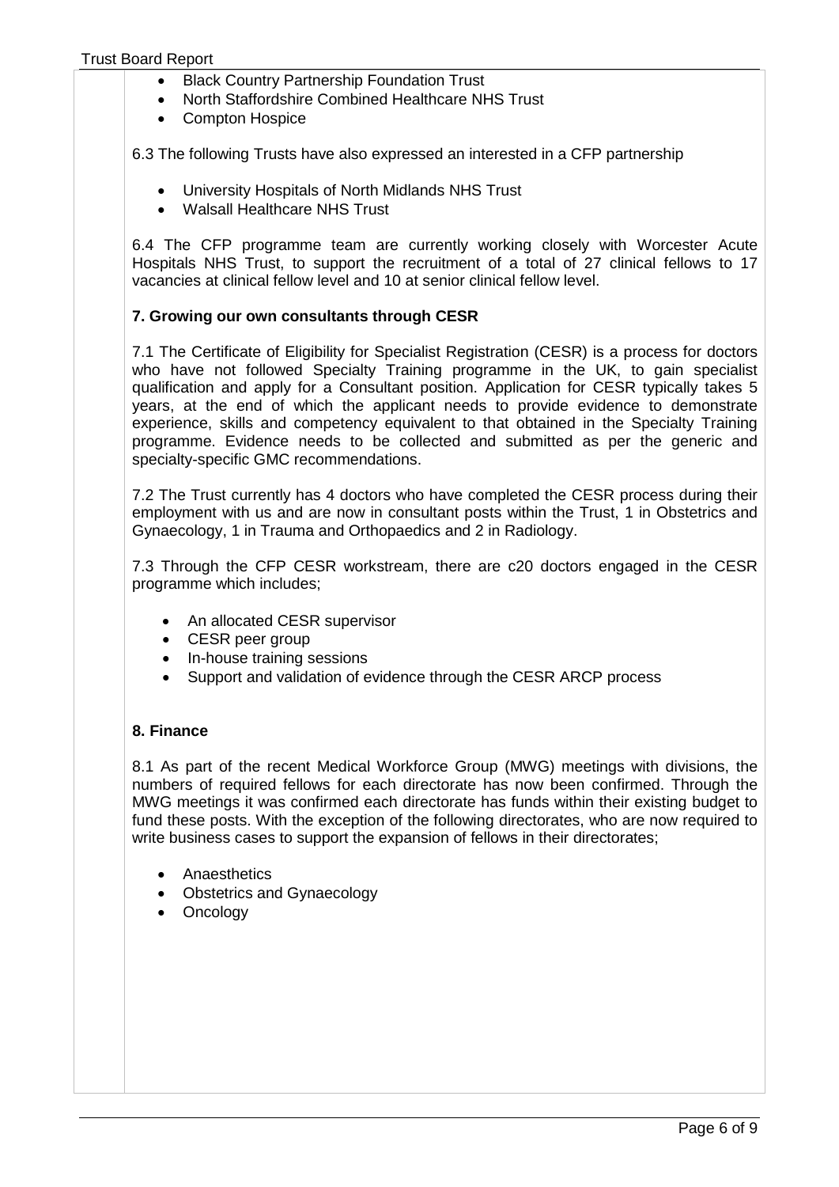- Black Country Partnership Foundation Trust
- North Staffordshire Combined Healthcare NHS Trust
- Compton Hospice

6.3 The following Trusts have also expressed an interested in a CFP partnership

- University Hospitals of North Midlands NHS Trust
- Walsall Healthcare NHS Trust

6.4 The CFP programme team are currently working closely with Worcester Acute Hospitals NHS Trust, to support the recruitment of a total of 27 clinical fellows to 17 vacancies at clinical fellow level and 10 at senior clinical fellow level.

**7. Growing our own consultants through CESR**

7.1 The Certificate of Eligibility for Specialist Registration (CESR) is a process for doctors who have not followed Specialty Training programme in the UK, to gain specialist qualification and apply for a Consultant position. Application for CESR typically takes 5 years, at the end of which the applicant needs to provide evidence to demonstrate experience, skills and competency equivalent to that obtained in the Specialty Training programme. Evidence needs to be collected and submitted as per the generic and specialty-specific GMC recommendations.

7.2 The Trust currently has 4 doctors who have completed the CESR process during their employment with us and are now in consultant posts within the Trust, 1 in Obstetrics and Gynaecology, 1 in Trauma and Orthopaedics and 2 in Radiology.

7.3 Through the CFP CESR workstream, there are c20 doctors engaged in the CESR programme which includes;

- An allocated CESR supervisor
- CESR peer group
- In-house training sessions
- Support and validation of evidence through the CESR ARCP process

**8. Finance**

8.1 As part of the recent Medical Workforce Group (MWG) meetings with divisions, the numbers of required fellows for each directorate has now been confirmed. Through the MWG meetings it was confirmed each directorate has funds within their existing budget to fund these posts. With the exception of the following directorates, who are now required to write business cases to support the expansion of fellows in their directorates;

- Anaesthetics
- Obstetrics and Gynaecology
- Oncology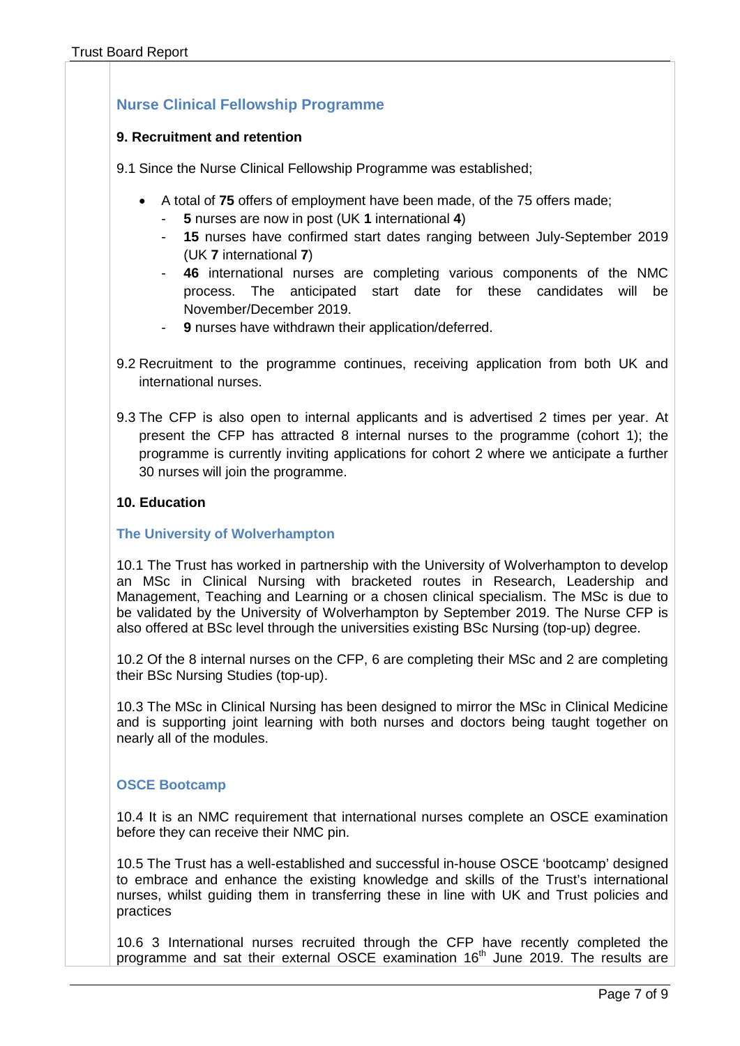## Nurse Clinical Fellowship Programme

**9. Recruitment and retention**

9.1 Since the Nurse Clinical Fellowship Programme was established;

- A total of **75** offers of employment have been made, of the 75 offers made;
  - **5** nurses are now in post (UK **1** international **4**)
  - **15** nurses have confirmed start dates ranging between July-September 2019 (UK **7** international **7**)
  - **46** international nurses are completing various components of the NMC process. The anticipated start date for these candidates will be November/December 2019.
  - **9** nurses have withdrawn their application/deferred.

9.2 Recruitment to the programme continues, receiving application from both UK and international nurses.

9.3 The CFP is also open to internal applicants and is advertised 2 times per year. At present the CFP has attracted 8 internal nurses to the programme (cohort 1); the programme is currently inviting applications for cohort 2 where we anticipate a further 30 nurses will join the programme.

**10. Education**

### The University of Wolverhampton

10.1 The Trust has worked in partnership with the University of Wolverhampton to develop an MSc in Clinical Nursing with bracketed routes in Research, Leadership and Management, Teaching and Learning or a chosen clinical specialism. The MSc is due to be validated by the University of Wolverhampton by September 2019. The Nurse CFP is also offered at BSc level through the universities existing BSc Nursing (top-up) degree.

10.2 Of the 8 internal nurses on the CFP, 6 are completing their MSc and 2 are completing their BSc Nursing Studies (top-up).

10.3 The MSc in Clinical Nursing has been designed to mirror the MSc in Clinical Medicine and is supporting joint learning with both nurses and doctors being taught together on nearly all of the modules.

### OSCE Bootcamp

10.4 It is an NMC requirement that international nurses complete an OSCE examination before they can receive their NMC pin.

10.5 The Trust has a well-established and successful in-house OSCE 'bootcamp' designed to embrace and enhance the existing knowledge and skills of the Trust's international nurses, whilst guiding them in transferring these in line with UK and Trust policies and practices

10.6 3 International nurses recruited through the CFP have recently completed the programme and sat their external OSCE examination 16th June 2019. The results are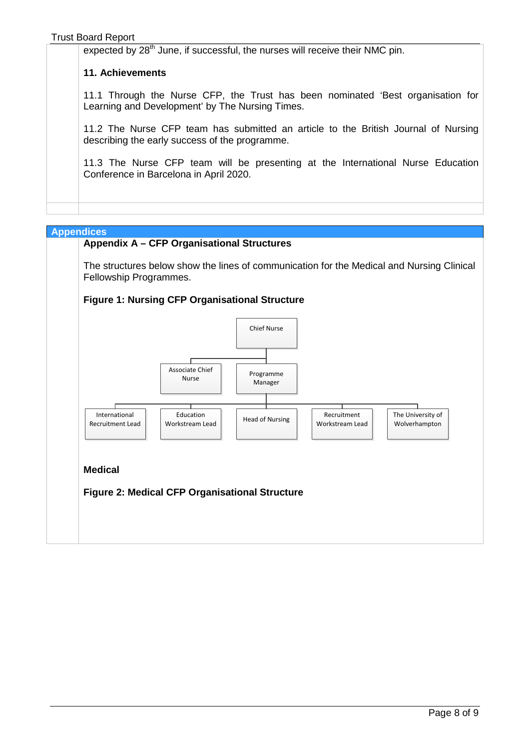expected by 28th June, if successful, the nurses will receive their NMC pin.

### 11. Achievements

11.1 Through the Nurse CFP, the Trust has been nominated 'Best organisation for Learning and Development' by The Nursing Times.

11.2 The Nurse CFP team has submitted an article to the British Journal of Nursing describing the early success of the programme.

11.3 The Nurse CFP team will be presenting at the International Nurse Education Conference in Barcelona in April 2020.

## Appendices

### Appendix A – CFP Organisational Structures

The structures below show the lines of communication for the Medical and Nursing Clinical Fellowship Programmes.

**Figure 1: Nursing CFP Organisational Structure**

Chief Nurse

Associate Chief Nurse

Programme Manager

International Recruitment Lead

Education Workstream Lead

Head of Nursing

Recruitment Workstream Lead

The University of Wolverhampton

**Medical**

**Figure 2: Medical CFP Organisational Structure**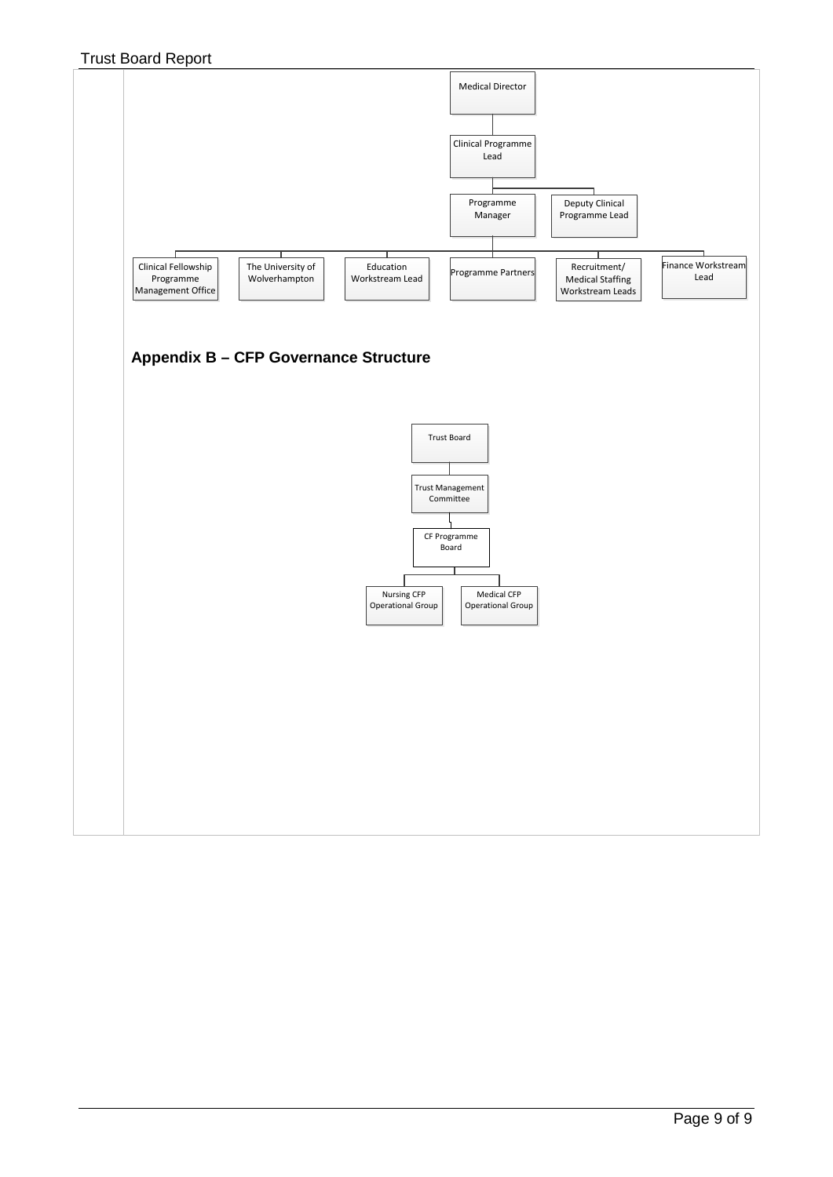Medical Director

Clinical Programme Lead

Programme Manager

Deputy Clinical Programme Lead

Clinical Fellowship Programme Management Office

The University of Wolverhampton

Education Workstream Lead

Programme Partners

Recruitment/ Medical Staffing Workstream Leads

Finance Workstream Lead

**Appendix B – CFP Governance Structure**

Trust Board

Trust Management Committee

CF Programme Board

Nursing CFP Operational Group

Medical CFP Operational Group